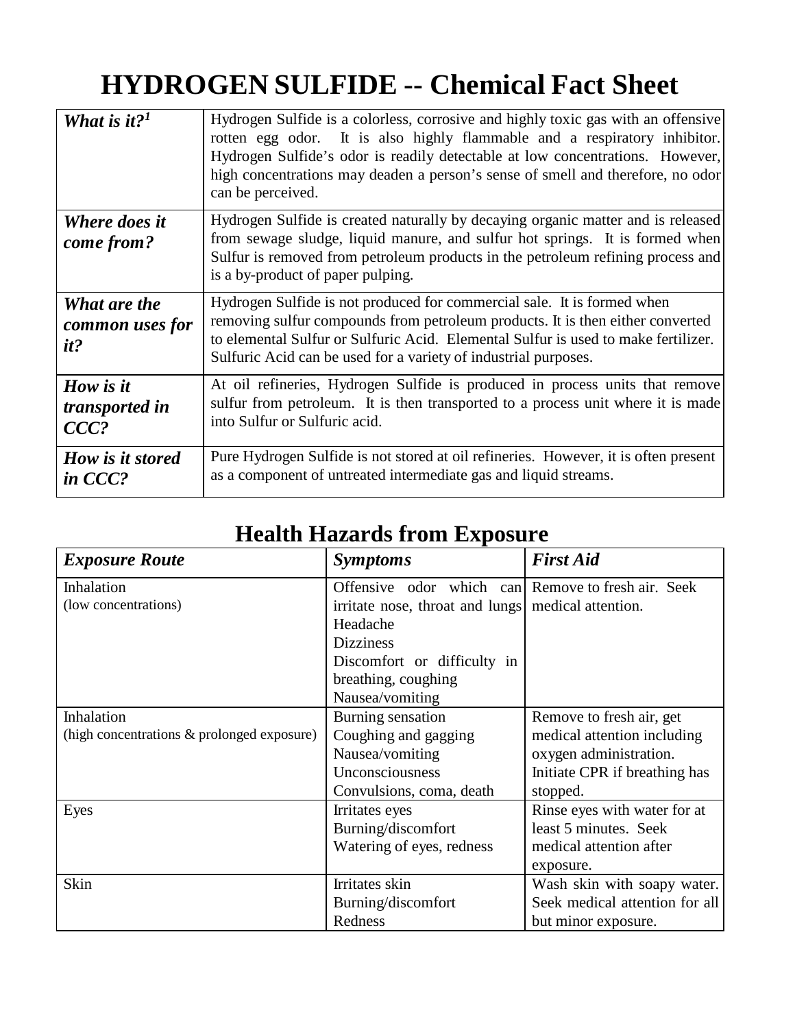# HYDROGEN SULFIDE -- Chemical Fact Sheet

| | |
|---|---|
| ***What is it?***[1] | Hydrogen Sulfide is a colorless, corrosive and highly toxic gas with an offensive rotten egg odor. It is also highly flammable and a respiratory inhibitor. Hydrogen Sulfide's odor is readily detectable at low concentrations. However, high concentrations may deaden a person's sense of smell and therefore, no odor can be perceived. |
| ***Where does it come from?*** | Hydrogen Sulfide is created naturally by decaying organic matter and is released from sewage sludge, liquid manure, and sulfur hot springs. It is formed when Sulfur is removed from petroleum products in the petroleum refining process and is a by-product of paper pulping. |
| ***What are the common uses for it?*** | Hydrogen Sulfide is not produced for commercial sale. It is formed when removing sulfur compounds from petroleum products. It is then either converted to elemental Sulfur or Sulfuric Acid. Elemental Sulfur is used to make fertilizer. Sulfuric Acid can be used for a variety of industrial purposes. |
| ***How is it transported in CCC?*** | At oil refineries, Hydrogen Sulfide is produced in process units that remove sulfur from petroleum. It is then transported to a process unit where it is made into Sulfur or Sulfuric acid. |
| ***How is it stored in CCC?*** | Pure Hydrogen Sulfide is not stored at oil refineries. However, it is often present as a component of untreated intermediate gas and liquid streams. |

## Health Hazards from Exposure

| ***Exposure Route*** | ***Symptoms*** | ***First Aid*** |
|---|---|---|
| Inhalation<br>(low concentrations) | Offensive odor which can irritate nose, throat and lungs<br>Headache<br>Dizziness<br>Discomfort or difficulty in breathing, coughing<br>Nausea/vomiting | Remove to fresh air. Seek medical attention. |
| Inhalation<br>(high concentrations & prolonged exposure) | Burning sensation<br>Coughing and gagging<br>Nausea/vomiting<br>Unconsciousness<br>Convulsions, coma, death | Remove to fresh air, get medical attention including oxygen administration. Initiate CPR if breathing has stopped. |
| Eyes | Irritates eyes<br>Burning/discomfort<br>Watering of eyes, redness | Rinse eyes with water for at least 5 minutes. Seek medical attention after exposure. |
| Skin | Irritates skin<br>Burning/discomfort<br>Redness | Wash skin with soapy water. Seek medical attention for all but minor exposure. |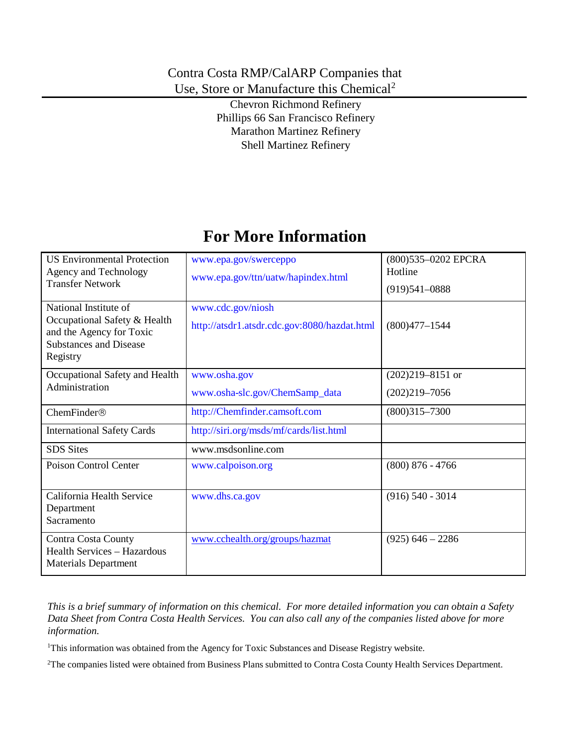## Contra Costa RMP/CalARP Companies that Use, Store or Manufacture this Chemical[2]

Chevron Richmond Refinery
Phillips 66 San Francisco Refinery
Marathon Martinez Refinery
Shell Martinez Refinery

# For More Information

| | | |
|---|---|---|
| US Environmental Protection Agency and Technology Transfer Network | www.epa.gov/swerceppo<br>www.epa.gov/ttn/uatw/hapindex.html | (800)535–0202 EPCRA Hotline<br>(919)541–0888 |
| National Institute of Occupational Safety & Health and the Agency for Toxic Substances and Disease Registry | www.cdc.gov/niosh<br>http://atsdr1.atsdr.cdc.gov:8080/hazdat.html | (800)477–1544 |
| Occupational Safety and Health Administration | www.osha.gov<br>www.osha-slc.gov/ChemSamp_data | (202)219–8151 or<br>(202)219–7056 |
| ChemFinder® | http://Chemfinder.camsoft.com | (800)315–7300 |
| International Safety Cards | http://siri.org/msds/mf/cards/list.html | |
| SDS Sites | www.msdsonline.com | |
| Poison Control Center | www.calpoison.org | (800) 876 - 4766 |
| California Health Service Department Sacramento | www.dhs.ca.gov | (916) 540 - 3014 |
| Contra Costa County Health Services – Hazardous Materials Department | www.cchealth.org/groups/hazmat | (925) 646 – 2286 |

*This is a brief summary of information on this chemical. For more detailed information you can obtain a Safety Data Sheet from Contra Costa Health Services. You can also call any of the companies listed above for more information.*

[1]This information was obtained from the Agency for Toxic Substances and Disease Registry website.

[2]The companies listed were obtained from Business Plans submitted to Contra Costa County Health Services Department.